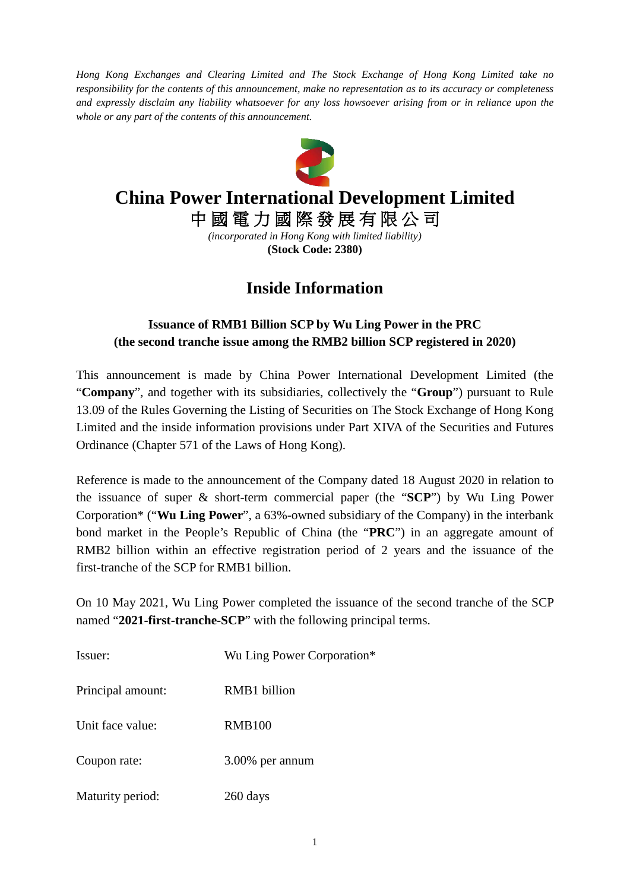*Hong Kong Exchanges and Clearing Limited and The Stock Exchange of Hong Kong Limited take no responsibility for the contents of this announcement, make no representation as to its accuracy or completeness and expressly disclaim any liability whatsoever for any loss howsoever arising from or in reliance upon the whole or any part of the contents of this announcement.*

# China Power International Development Limited

# 中國電力國際發展有限公司

*(incorporated in Hong Kong with limited liability)*

**(Stock Code: 2380)**

## Inside Information

### Issuance of RMB1 Billion SCP by Wu Ling Power in the PRC (the second tranche issue among the RMB2 billion SCP registered in 2020)

This announcement is made by China Power International Development Limited (the "**Company**", and together with its subsidiaries, collectively the "**Group**") pursuant to Rule 13.09 of the Rules Governing the Listing of Securities on The Stock Exchange of Hong Kong Limited and the inside information provisions under Part XIVA of the Securities and Futures Ordinance (Chapter 571 of the Laws of Hong Kong).

Reference is made to the announcement of the Company dated 18 August 2020 in relation to the issuance of super & short-term commercial paper (the "**SCP**") by Wu Ling Power Corporation* ("**Wu Ling Power**", a 63%-owned subsidiary of the Company) in the interbank bond market in the People's Republic of China (the "**PRC**") in an aggregate amount of RMB2 billion within an effective registration period of 2 years and the issuance of the first-tranche of the SCP for RMB1 billion.

On 10 May 2021, Wu Ling Power completed the issuance of the second tranche of the SCP named "**2021-first-tranche-SCP**" with the following principal terms.

| | |
|---|---|
| Issuer: | Wu Ling Power Corporation* |
| Principal amount: | RMB1 billion |
| Unit face value: | RMB100 |
| Coupon rate: | 3.00% per annum |
| Maturity period: | 260 days |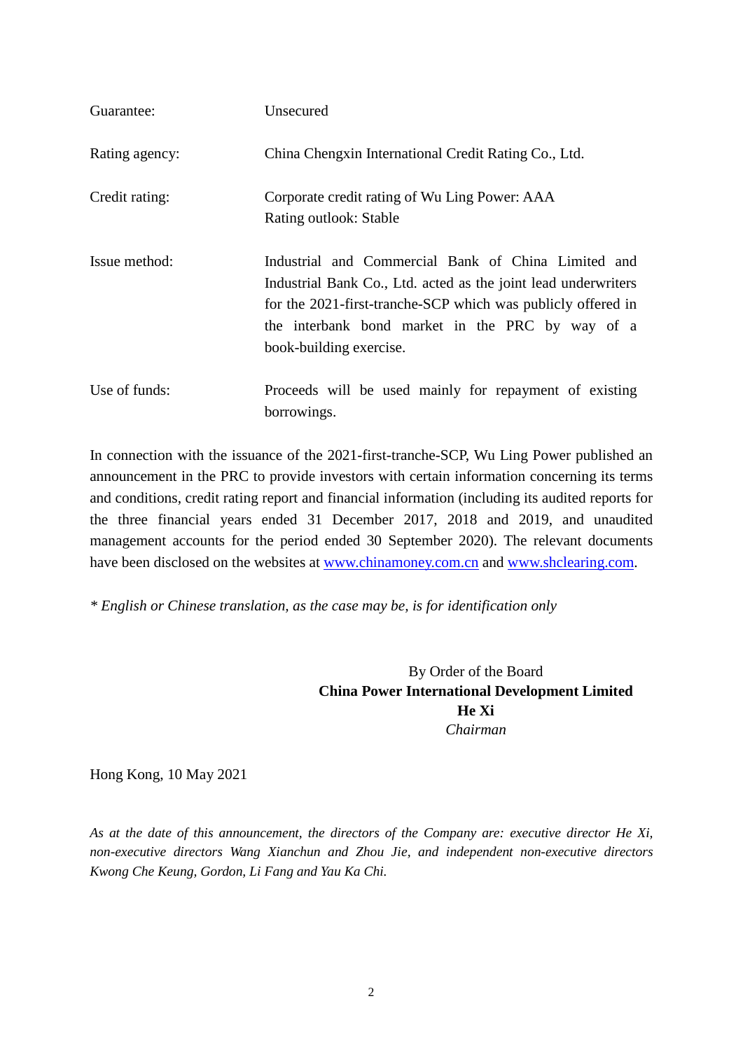| | |
|---|---|
| Guarantee: | Unsecured |
| Rating agency: | China Chengxin International Credit Rating Co., Ltd. |
| Credit rating: | Corporate credit rating of Wu Ling Power: AAA<br>Rating outlook: Stable |
| Issue method: | Industrial and Commercial Bank of China Limited and Industrial Bank Co., Ltd. acted as the joint lead underwriters for the 2021-first-tranche-SCP which was publicly offered in the interbank bond market in the PRC by way of a book-building exercise. |
| Use of funds: | Proceeds will be used mainly for repayment of existing borrowings. |

In connection with the issuance of the 2021-first-tranche-SCP, Wu Ling Power published an announcement in the PRC to provide investors with certain information concerning its terms and conditions, credit rating report and financial information (including its audited reports for the three financial years ended 31 December 2017, 2018 and 2019, and unaudited management accounts for the period ended 30 September 2020). The relevant documents have been disclosed on the websites at www.chinamoney.com.cn and www.shclearing.com.

*\* English or Chinese translation, as the case may be, is for identification only*

By Order of the Board
**China Power International Development Limited**
**He Xi**
*Chairman*

Hong Kong, 10 May 2021

*As at the date of this announcement, the directors of the Company are: executive director He Xi, non-executive directors Wang Xianchun and Zhou Jie, and independent non-executive directors Kwong Che Keung, Gordon, Li Fang and Yau Ka Chi.*